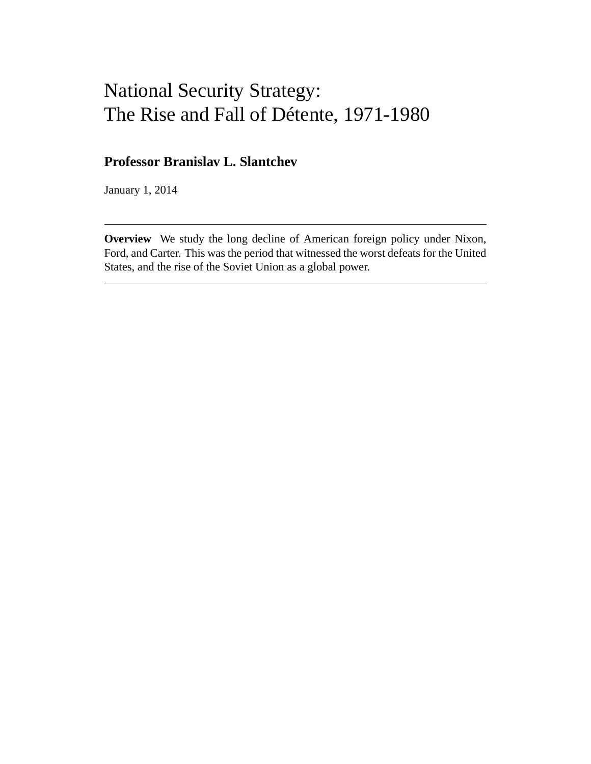# National Security Strategy:
# The Rise and Fall of Détente, 1971-1980

**Professor Branislav L. Slantchev**

January 1, 2014

---

**Overview** We study the long decline of American foreign policy under Nixon, Ford, and Carter. This was the period that witnessed the worst defeats for the United States, and the rise of the Soviet Union as a global power.

---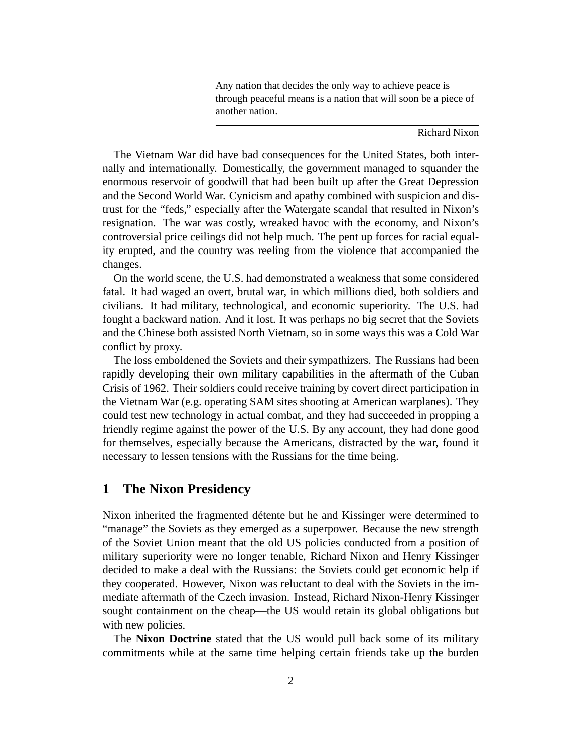> Any nation that decides the only way to achieve peace is through peaceful means is a nation that will soon be a piece of another nation.
>
> Richard Nixon

The Vietnam War did have bad consequences for the United States, both internally and internationally. Domestically, the government managed to squander the enormous reservoir of goodwill that had been built up after the Great Depression and the Second World War. Cynicism and apathy combined with suspicion and distrust for the "feds," especially after the Watergate scandal that resulted in Nixon's resignation. The war was costly, wreaked havoc with the economy, and Nixon's controversial price ceilings did not help much. The pent up forces for racial equality erupted, and the country was reeling from the violence that accompanied the changes.

On the world scene, the U.S. had demonstrated a weakness that some considered fatal. It had waged an overt, brutal war, in which millions died, both soldiers and civilians. It had military, technological, and economic superiority. The U.S. had fought a backward nation. And it lost. It was perhaps no big secret that the Soviets and the Chinese both assisted North Vietnam, so in some ways this was a Cold War conflict by proxy.

The loss emboldened the Soviets and their sympathizers. The Russians had been rapidly developing their own military capabilities in the aftermath of the Cuban Crisis of 1962. Their soldiers could receive training by covert direct participation in the Vietnam War (e.g. operating SAM sites shooting at American warplanes). They could test new technology in actual combat, and they had succeeded in propping a friendly regime against the power of the U.S. By any account, they had done good for themselves, especially because the Americans, distracted by the war, found it necessary to lessen tensions with the Russians for the time being.

# 1 The Nixon Presidency

Nixon inherited the fragmented détente but he and Kissinger were determined to "manage" the Soviets as they emerged as a superpower. Because the new strength of the Soviet Union meant that the old US policies conducted from a position of military superiority were no longer tenable, Richard Nixon and Henry Kissinger decided to make a deal with the Russians: the Soviets could get economic help if they cooperated. However, Nixon was reluctant to deal with the Soviets in the immediate aftermath of the Czech invasion. Instead, Richard Nixon-Henry Kissinger sought containment on the cheap—the US would retain its global obligations but with new policies.

The **Nixon Doctrine** stated that the US would pull back some of its military commitments while at the same time helping certain friends take up the burden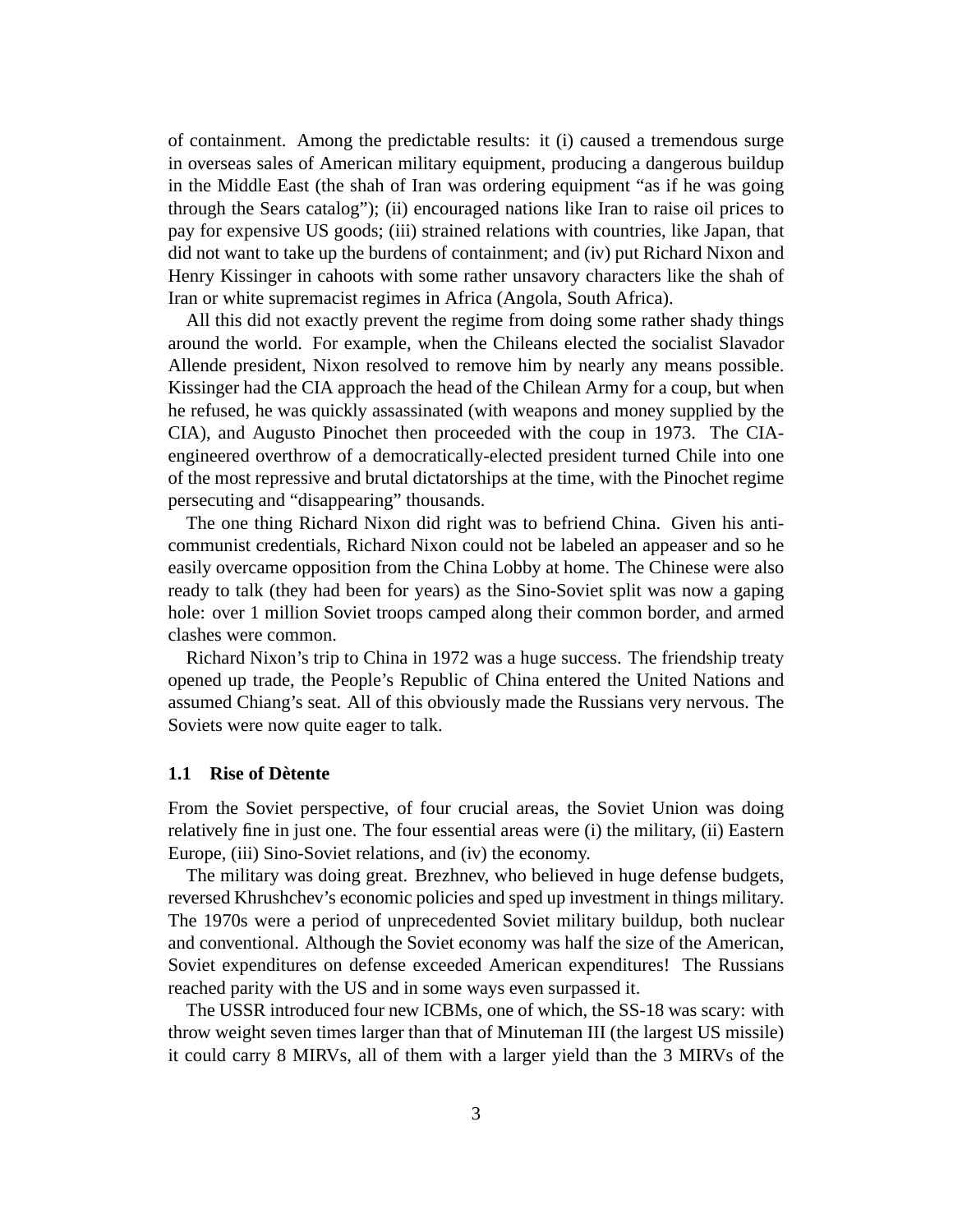of containment. Among the predictable results: it (i) caused a tremendous surge in overseas sales of American military equipment, producing a dangerous buildup in the Middle East (the shah of Iran was ordering equipment "as if he was going through the Sears catalog"); (ii) encouraged nations like Iran to raise oil prices to pay for expensive US goods; (iii) strained relations with countries, like Japan, that did not want to take up the burdens of containment; and (iv) put Richard Nixon and Henry Kissinger in cahoots with some rather unsavory characters like the shah of Iran or white supremacist regimes in Africa (Angola, South Africa).

All this did not exactly prevent the regime from doing some rather shady things around the world. For example, when the Chileans elected the socialist Slavador Allende president, Nixon resolved to remove him by nearly any means possible. Kissinger had the CIA approach the head of the Chilean Army for a coup, but when he refused, he was quickly assassinated (with weapons and money supplied by the CIA), and Augusto Pinochet then proceeded with the coup in 1973. The CIA-engineered overthrow of a democratically-elected president turned Chile into one of the most repressive and brutal dictatorships at the time, with the Pinochet regime persecuting and "disappearing" thousands.

The one thing Richard Nixon did right was to befriend China. Given his anti-communist credentials, Richard Nixon could not be labeled an appeaser and so he easily overcame opposition from the China Lobby at home. The Chinese were also ready to talk (they had been for years) as the Sino-Soviet split was now a gaping hole: over 1 million Soviet troops camped along their common border, and armed clashes were common.

Richard Nixon's trip to China in 1972 was a huge success. The friendship treaty opened up trade, the People's Republic of China entered the United Nations and assumed Chiang's seat. All of this obviously made the Russians very nervous. The Soviets were now quite eager to talk.

### 1.1 Rise of Dètente

From the Soviet perspective, of four crucial areas, the Soviet Union was doing relatively fine in just one. The four essential areas were (i) the military, (ii) Eastern Europe, (iii) Sino-Soviet relations, and (iv) the economy.

The military was doing great. Brezhnev, who believed in huge defense budgets, reversed Khrushchev's economic policies and sped up investment in things military. The 1970s were a period of unprecedented Soviet military buildup, both nuclear and conventional. Although the Soviet economy was half the size of the American, Soviet expenditures on defense exceeded American expenditures! The Russians reached parity with the US and in some ways even surpassed it.

The USSR introduced four new ICBMs, one of which, the SS-18 was scary: with throw weight seven times larger than that of Minuteman III (the largest US missile) it could carry 8 MIRVs, all of them with a larger yield than the 3 MIRVs of the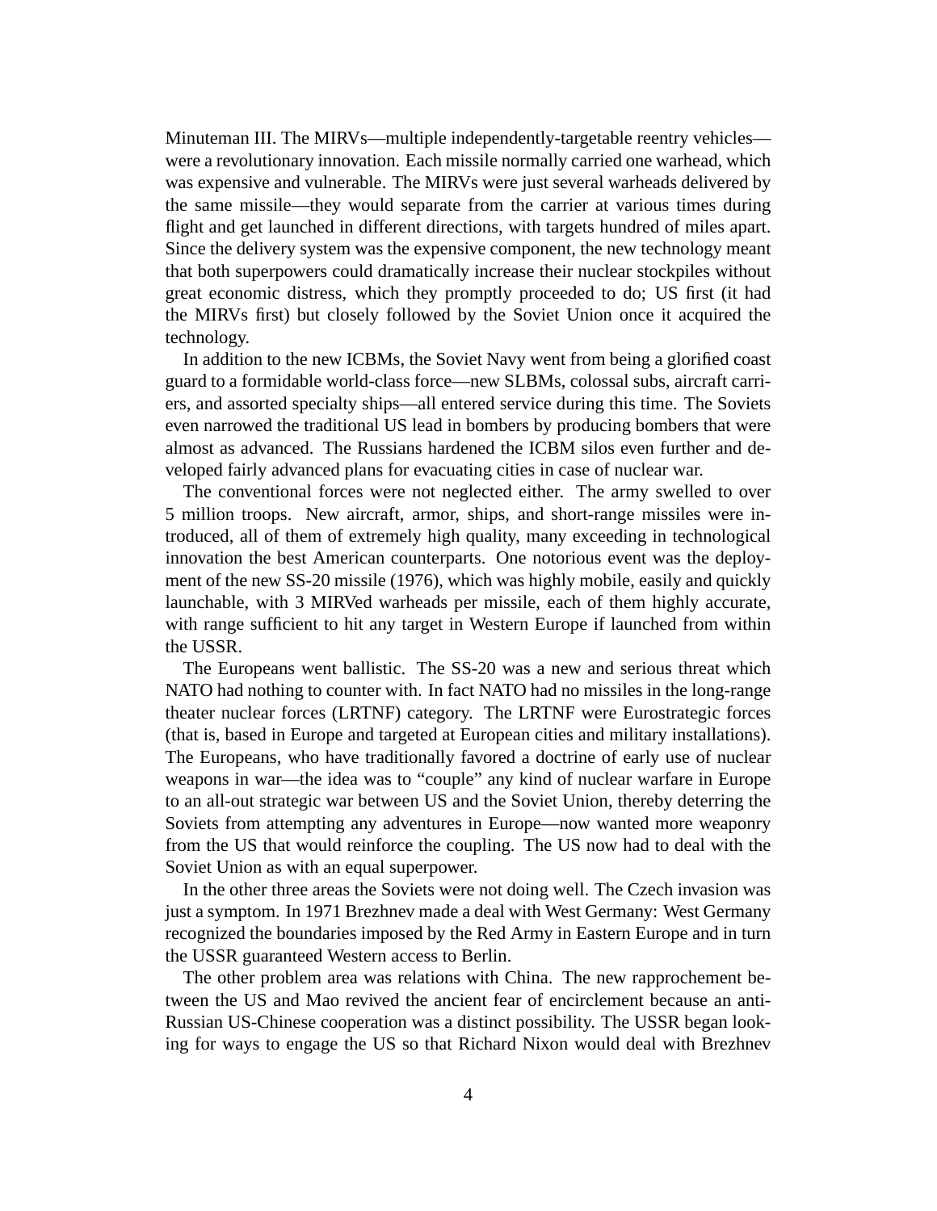Minuteman III. The MIRVs—multiple independently-targetable reentry vehicles—were a revolutionary innovation. Each missile normally carried one warhead, which was expensive and vulnerable. The MIRVs were just several warheads delivered by the same missile—they would separate from the carrier at various times during flight and get launched in different directions, with targets hundred of miles apart. Since the delivery system was the expensive component, the new technology meant that both superpowers could dramatically increase their nuclear stockpiles without great economic distress, which they promptly proceeded to do; US first (it had the MIRVs first) but closely followed by the Soviet Union once it acquired the technology.

In addition to the new ICBMs, the Soviet Navy went from being a glorified coast guard to a formidable world-class force—new SLBMs, colossal subs, aircraft carriers, and assorted specialty ships—all entered service during this time. The Soviets even narrowed the traditional US lead in bombers by producing bombers that were almost as advanced. The Russians hardened the ICBM silos even further and developed fairly advanced plans for evacuating cities in case of nuclear war.

The conventional forces were not neglected either. The army swelled to over 5 million troops. New aircraft, armor, ships, and short-range missiles were introduced, all of them of extremely high quality, many exceeding in technological innovation the best American counterparts. One notorious event was the deployment of the new SS-20 missile (1976), which was highly mobile, easily and quickly launchable, with 3 MIRVed warheads per missile, each of them highly accurate, with range sufficient to hit any target in Western Europe if launched from within the USSR.

The Europeans went ballistic. The SS-20 was a new and serious threat which NATO had nothing to counter with. In fact NATO had no missiles in the long-range theater nuclear forces (LRTNF) category. The LRTNF were Eurostrategic forces (that is, based in Europe and targeted at European cities and military installations). The Europeans, who have traditionally favored a doctrine of early use of nuclear weapons in war—the idea was to "couple" any kind of nuclear warfare in Europe to an all-out strategic war between US and the Soviet Union, thereby deterring the Soviets from attempting any adventures in Europe—now wanted more weaponry from the US that would reinforce the coupling. The US now had to deal with the Soviet Union as with an equal superpower.

In the other three areas the Soviets were not doing well. The Czech invasion was just a symptom. In 1971 Brezhnev made a deal with West Germany: West Germany recognized the boundaries imposed by the Red Army in Eastern Europe and in turn the USSR guaranteed Western access to Berlin.

The other problem area was relations with China. The new rapprochement between the US and Mao revived the ancient fear of encirclement because an anti-Russian US-Chinese cooperation was a distinct possibility. The USSR began looking for ways to engage the US so that Richard Nixon would deal with Brezhnev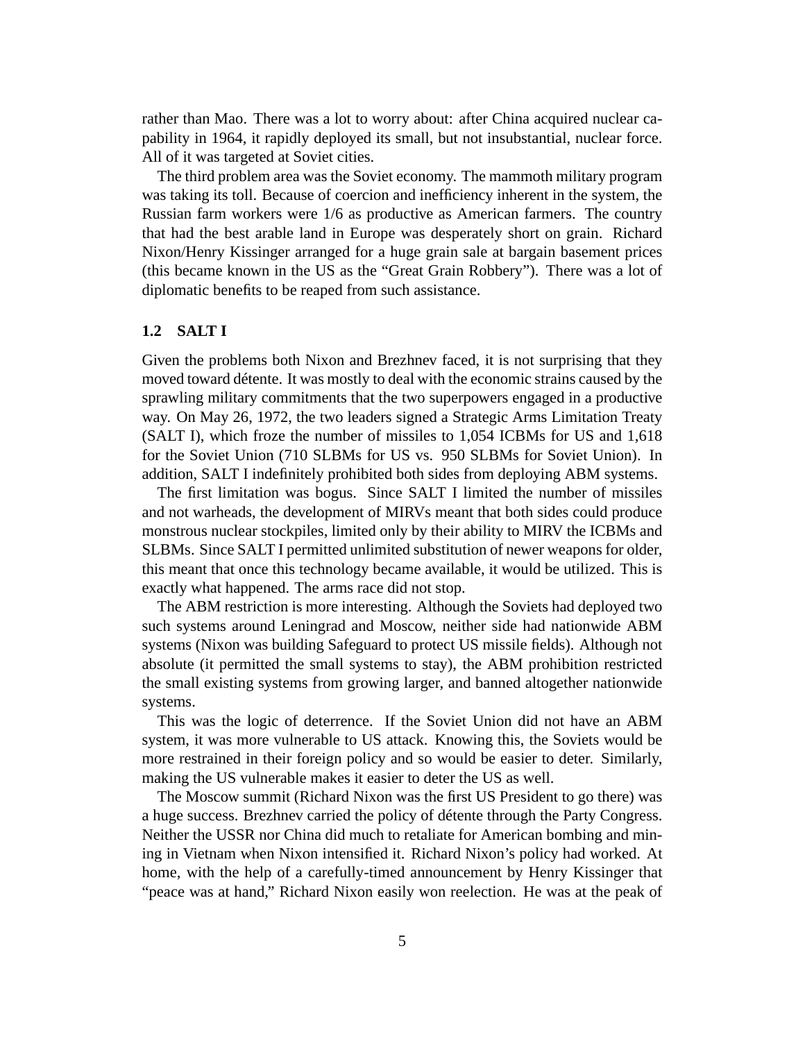rather than Mao. There was a lot to worry about: after China acquired nuclear capability in 1964, it rapidly deployed its small, but not insubstantial, nuclear force. All of it was targeted at Soviet cities.

The third problem area was the Soviet economy. The mammoth military program was taking its toll. Because of coercion and inefficiency inherent in the system, the Russian farm workers were 1/6 as productive as American farmers. The country that had the best arable land in Europe was desperately short on grain. Richard Nixon/Henry Kissinger arranged for a huge grain sale at bargain basement prices (this became known in the US as the "Great Grain Robbery"). There was a lot of diplomatic benefits to be reaped from such assistance.

### 1.2 SALT I

Given the problems both Nixon and Brezhnev faced, it is not surprising that they moved toward détente. It was mostly to deal with the economic strains caused by the sprawling military commitments that the two superpowers engaged in a productive way. On May 26, 1972, the two leaders signed a Strategic Arms Limitation Treaty (SALT I), which froze the number of missiles to 1,054 ICBMs for US and 1,618 for the Soviet Union (710 SLBMs for US vs. 950 SLBMs for Soviet Union). In addition, SALT I indefinitely prohibited both sides from deploying ABM systems.

The first limitation was bogus. Since SALT I limited the number of missiles and not warheads, the development of MIRVs meant that both sides could produce monstrous nuclear stockpiles, limited only by their ability to MIRV the ICBMs and SLBMs. Since SALT I permitted unlimited substitution of newer weapons for older, this meant that once this technology became available, it would be utilized. This is exactly what happened. The arms race did not stop.

The ABM restriction is more interesting. Although the Soviets had deployed two such systems around Leningrad and Moscow, neither side had nationwide ABM systems (Nixon was building Safeguard to protect US missile fields). Although not absolute (it permitted the small systems to stay), the ABM prohibition restricted the small existing systems from growing larger, and banned altogether nationwide systems.

This was the logic of deterrence. If the Soviet Union did not have an ABM system, it was more vulnerable to US attack. Knowing this, the Soviets would be more restrained in their foreign policy and so would be easier to deter. Similarly, making the US vulnerable makes it easier to deter the US as well.

The Moscow summit (Richard Nixon was the first US President to go there) was a huge success. Brezhnev carried the policy of détente through the Party Congress. Neither the USSR nor China did much to retaliate for American bombing and mining in Vietnam when Nixon intensified it. Richard Nixon's policy had worked. At home, with the help of a carefully-timed announcement by Henry Kissinger that "peace was at hand," Richard Nixon easily won reelection. He was at the peak of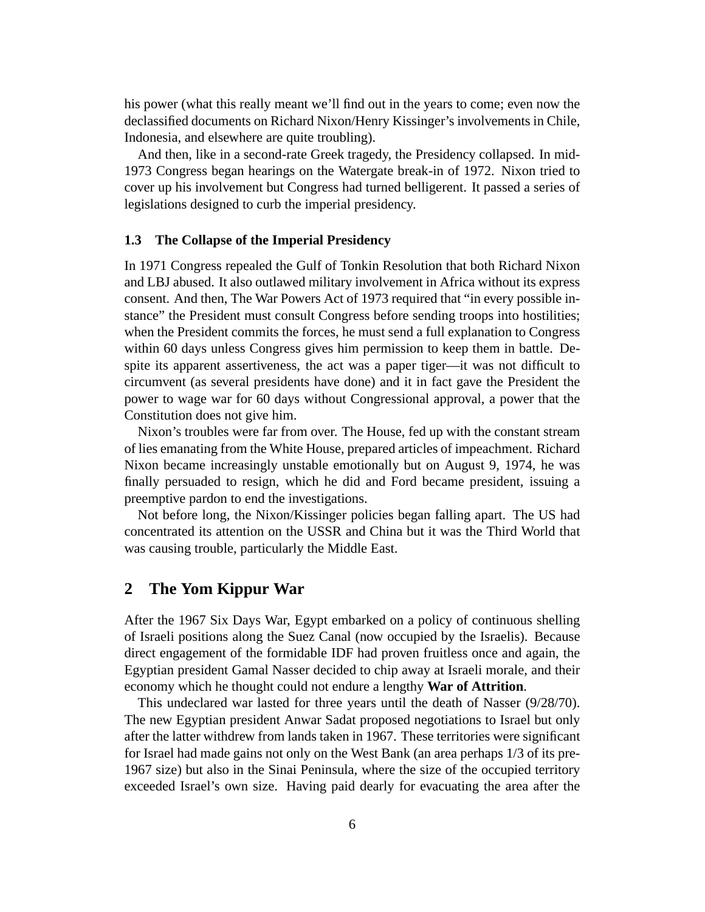his power (what this really meant we'll find out in the years to come; even now the declassified documents on Richard Nixon/Henry Kissinger's involvements in Chile, Indonesia, and elsewhere are quite troubling).

And then, like in a second-rate Greek tragedy, the Presidency collapsed. In mid-1973 Congress began hearings on the Watergate break-in of 1972. Nixon tried to cover up his involvement but Congress had turned belligerent. It passed a series of legislations designed to curb the imperial presidency.

### 1.3 The Collapse of the Imperial Presidency

In 1971 Congress repealed the Gulf of Tonkin Resolution that both Richard Nixon and LBJ abused. It also outlawed military involvement in Africa without its express consent. And then, The War Powers Act of 1973 required that "in every possible instance" the President must consult Congress before sending troops into hostilities; when the President commits the forces, he must send a full explanation to Congress within 60 days unless Congress gives him permission to keep them in battle. Despite its apparent assertiveness, the act was a paper tiger—it was not difficult to circumvent (as several presidents have done) and it in fact gave the President the power to wage war for 60 days without Congressional approval, a power that the Constitution does not give him.

Nixon's troubles were far from over. The House, fed up with the constant stream of lies emanating from the White House, prepared articles of impeachment. Richard Nixon became increasingly unstable emotionally but on August 9, 1974, he was finally persuaded to resign, which he did and Ford became president, issuing a preemptive pardon to end the investigations.

Not before long, the Nixon/Kissinger policies began falling apart. The US had concentrated its attention on the USSR and China but it was the Third World that was causing trouble, particularly the Middle East.

## 2 The Yom Kippur War

After the 1967 Six Days War, Egypt embarked on a policy of continuous shelling of Israeli positions along the Suez Canal (now occupied by the Israelis). Because direct engagement of the formidable IDF had proven fruitless once and again, the Egyptian president Gamal Nasser decided to chip away at Israeli morale, and their economy which he thought could not endure a lengthy **War of Attrition**.

This undeclared war lasted for three years until the death of Nasser (9/28/70). The new Egyptian president Anwar Sadat proposed negotiations to Israel but only after the latter withdrew from lands taken in 1967. These territories were significant for Israel had made gains not only on the West Bank (an area perhaps 1/3 of its pre-1967 size) but also in the Sinai Peninsula, where the size of the occupied territory exceeded Israel's own size. Having paid dearly for evacuating the area after the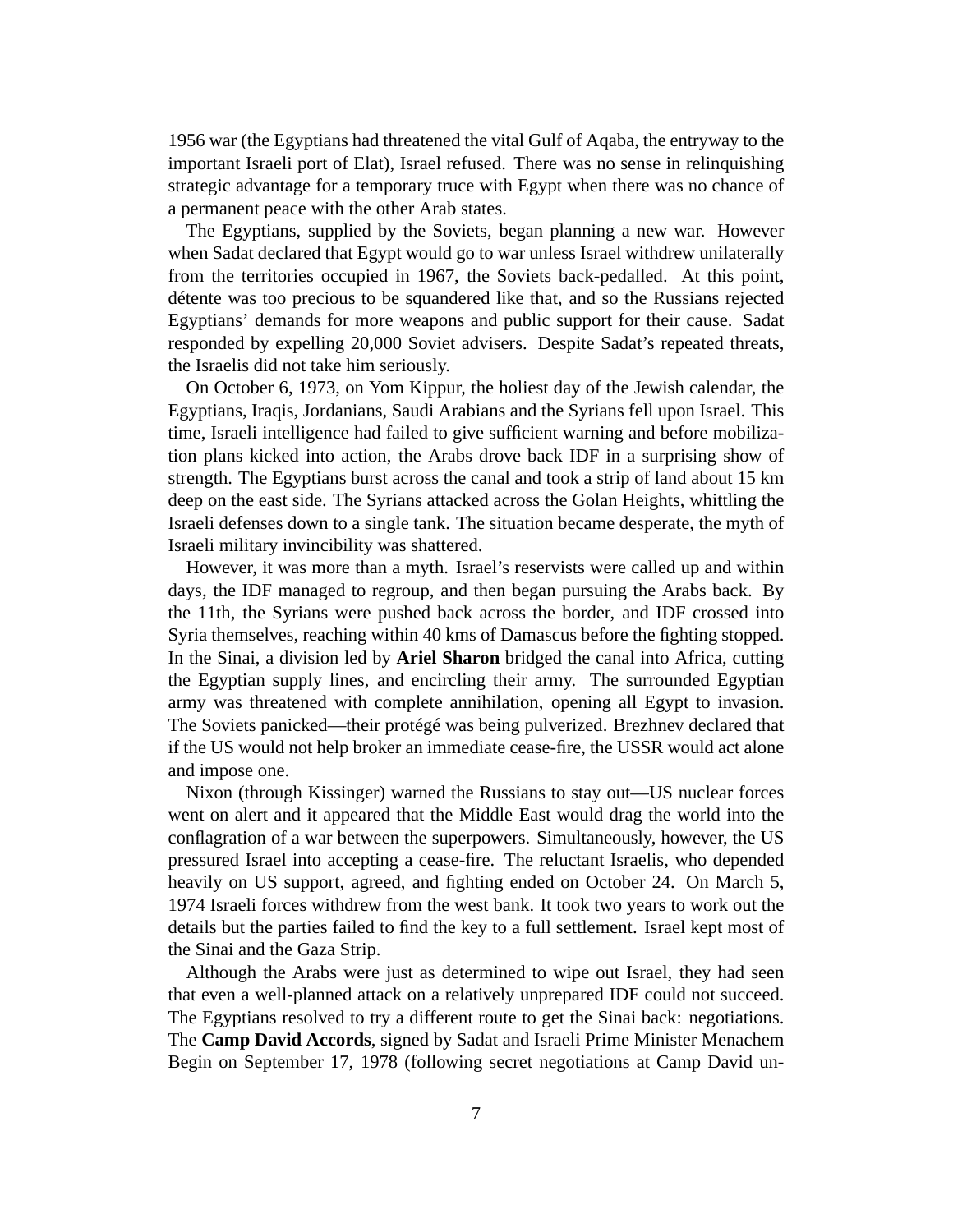1956 war (the Egyptians had threatened the vital Gulf of Aqaba, the entryway to the important Israeli port of Elat), Israel refused. There was no sense in relinquishing strategic advantage for a temporary truce with Egypt when there was no chance of a permanent peace with the other Arab states.

The Egyptians, supplied by the Soviets, began planning a new war. However when Sadat declared that Egypt would go to war unless Israel withdrew unilaterally from the territories occupied in 1967, the Soviets back-pedalled. At this point, détente was too precious to be squandered like that, and so the Russians rejected Egyptians' demands for more weapons and public support for their cause. Sadat responded by expelling 20,000 Soviet advisers. Despite Sadat's repeated threats, the Israelis did not take him seriously.

On October 6, 1973, on Yom Kippur, the holiest day of the Jewish calendar, the Egyptians, Iraqis, Jordanians, Saudi Arabians and the Syrians fell upon Israel. This time, Israeli intelligence had failed to give sufficient warning and before mobilization plans kicked into action, the Arabs drove back IDF in a surprising show of strength. The Egyptians burst across the canal and took a strip of land about 15 km deep on the east side. The Syrians attacked across the Golan Heights, whittling the Israeli defenses down to a single tank. The situation became desperate, the myth of Israeli military invincibility was shattered.

However, it was more than a myth. Israel's reservists were called up and within days, the IDF managed to regroup, and then began pursuing the Arabs back. By the 11th, the Syrians were pushed back across the border, and IDF crossed into Syria themselves, reaching within 40 kms of Damascus before the fighting stopped. In the Sinai, a division led by **Ariel Sharon** bridged the canal into Africa, cutting the Egyptian supply lines, and encircling their army. The surrounded Egyptian army was threatened with complete annihilation, opening all Egypt to invasion. The Soviets panicked—their protégé was being pulverized. Brezhnev declared that if the US would not help broker an immediate cease-fire, the USSR would act alone and impose one.

Nixon (through Kissinger) warned the Russians to stay out—US nuclear forces went on alert and it appeared that the Middle East would drag the world into the conflagration of a war between the superpowers. Simultaneously, however, the US pressured Israel into accepting a cease-fire. The reluctant Israelis, who depended heavily on US support, agreed, and fighting ended on October 24. On March 5, 1974 Israeli forces withdrew from the west bank. It took two years to work out the details but the parties failed to find the key to a full settlement. Israel kept most of the Sinai and the Gaza Strip.

Although the Arabs were just as determined to wipe out Israel, they had seen that even a well-planned attack on a relatively unprepared IDF could not succeed. The Egyptians resolved to try a different route to get the Sinai back: negotiations. The **Camp David Accords**, signed by Sadat and Israeli Prime Minister Menachem Begin on September 17, 1978 (following secret negotiations at Camp David un-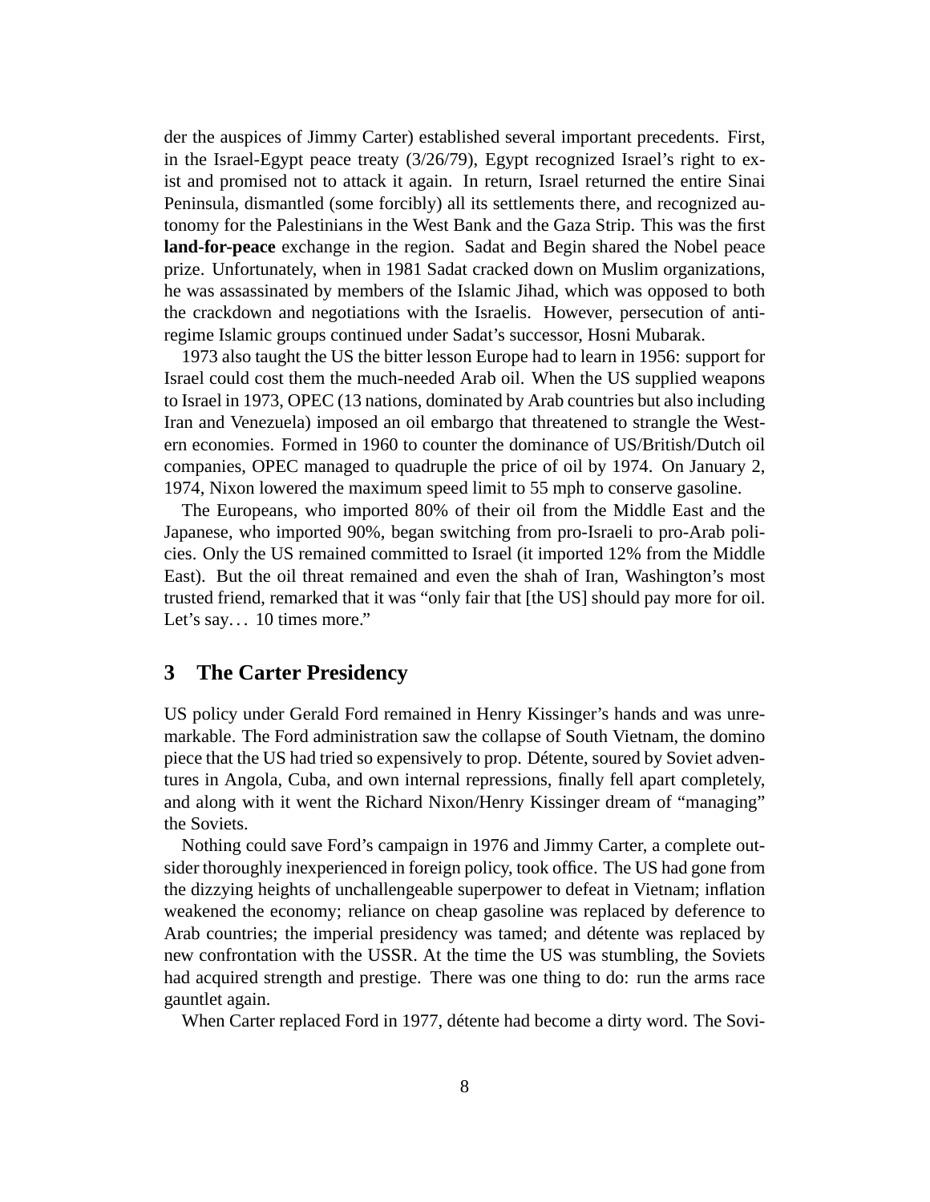der the auspices of Jimmy Carter) established several important precedents. First, in the Israel-Egypt peace treaty (3/26/79), Egypt recognized Israel's right to exist and promised not to attack it again. In return, Israel returned the entire Sinai Peninsula, dismantled (some forcibly) all its settlements there, and recognized autonomy for the Palestinians in the West Bank and the Gaza Strip. This was the first **land-for-peace** exchange in the region. Sadat and Begin shared the Nobel peace prize. Unfortunately, when in 1981 Sadat cracked down on Muslim organizations, he was assassinated by members of the Islamic Jihad, which was opposed to both the crackdown and negotiations with the Israelis. However, persecution of anti-regime Islamic groups continued under Sadat's successor, Hosni Mubarak.

1973 also taught the US the bitter lesson Europe had to learn in 1956: support for Israel could cost them the much-needed Arab oil. When the US supplied weapons to Israel in 1973, OPEC (13 nations, dominated by Arab countries but also including Iran and Venezuela) imposed an oil embargo that threatened to strangle the Western economies. Formed in 1960 to counter the dominance of US/British/Dutch oil companies, OPEC managed to quadruple the price of oil by 1974. On January 2, 1974, Nixon lowered the maximum speed limit to 55 mph to conserve gasoline.

The Europeans, who imported 80% of their oil from the Middle East and the Japanese, who imported 90%, began switching from pro-Israeli to pro-Arab policies. Only the US remained committed to Israel (it imported 12% from the Middle East). But the oil threat remained and even the shah of Iran, Washington's most trusted friend, remarked that it was "only fair that [the US] should pay more for oil. Let's say… 10 times more."

## 3 The Carter Presidency

US policy under Gerald Ford remained in Henry Kissinger's hands and was unremarkable. The Ford administration saw the collapse of South Vietnam, the domino piece that the US had tried so expensively to prop. Détente, soured by Soviet adventures in Angola, Cuba, and own internal repressions, finally fell apart completely, and along with it went the Richard Nixon/Henry Kissinger dream of "managing" the Soviets.

Nothing could save Ford's campaign in 1976 and Jimmy Carter, a complete outsider thoroughly inexperienced in foreign policy, took office. The US had gone from the dizzying heights of unchallengeable superpower to defeat in Vietnam; inflation weakened the economy; reliance on cheap gasoline was replaced by deference to Arab countries; the imperial presidency was tamed; and détente was replaced by new confrontation with the USSR. At the time the US was stumbling, the Soviets had acquired strength and prestige. There was one thing to do: run the arms race gauntlet again.

When Carter replaced Ford in 1977, détente had become a dirty word. The Sovi-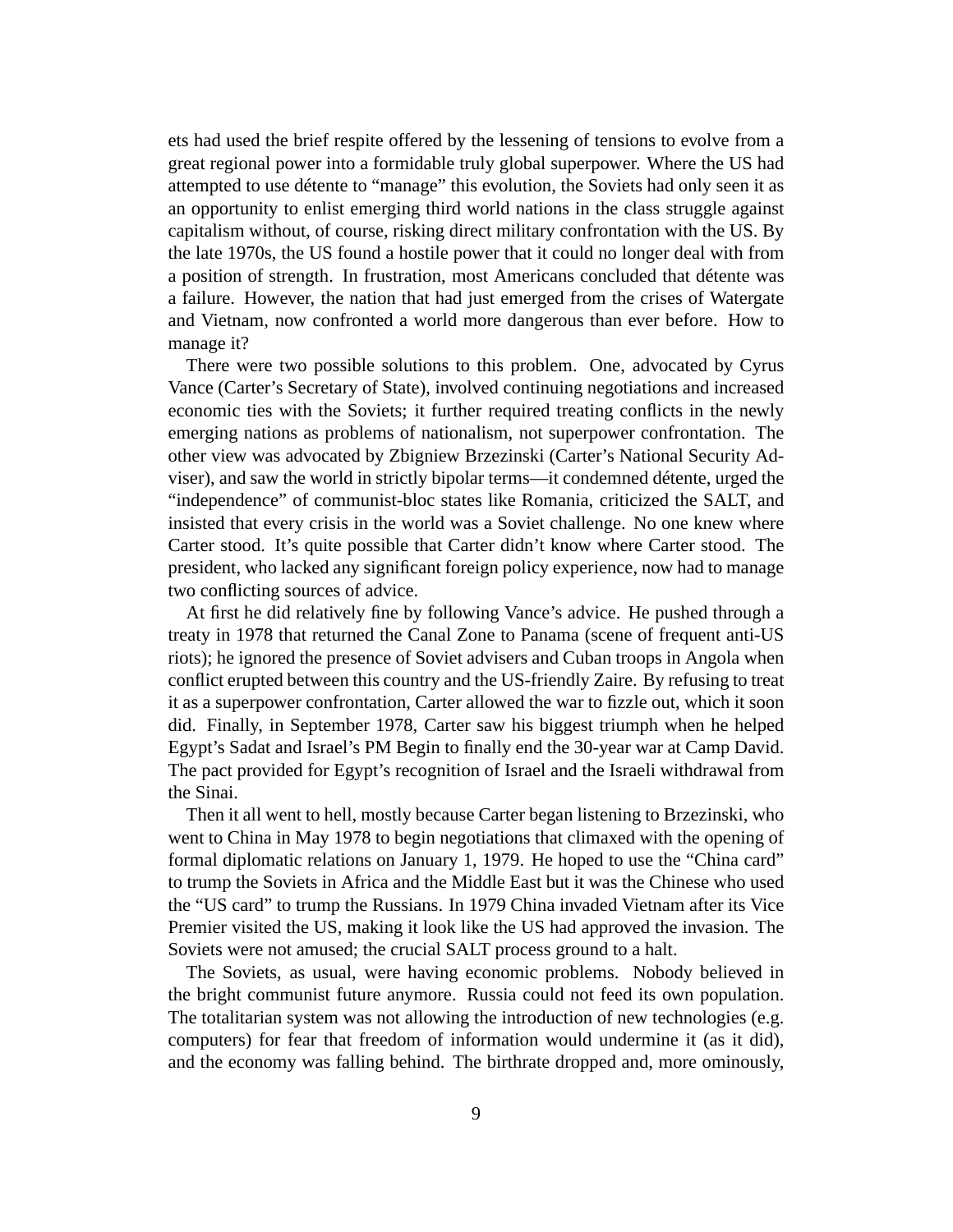ets had used the brief respite offered by the lessening of tensions to evolve from a great regional power into a formidable truly global superpower. Where the US had attempted to use détente to "manage" this evolution, the Soviets had only seen it as an opportunity to enlist emerging third world nations in the class struggle against capitalism without, of course, risking direct military confrontation with the US. By the late 1970s, the US found a hostile power that it could no longer deal with from a position of strength. In frustration, most Americans concluded that détente was a failure. However, the nation that had just emerged from the crises of Watergate and Vietnam, now confronted a world more dangerous than ever before. How to manage it?

There were two possible solutions to this problem. One, advocated by Cyrus Vance (Carter's Secretary of State), involved continuing negotiations and increased economic ties with the Soviets; it further required treating conflicts in the newly emerging nations as problems of nationalism, not superpower confrontation. The other view was advocated by Zbigniew Brzezinski (Carter's National Security Adviser), and saw the world in strictly bipolar terms—it condemned détente, urged the "independence" of communist-bloc states like Romania, criticized the SALT, and insisted that every crisis in the world was a Soviet challenge. No one knew where Carter stood. It's quite possible that Carter didn't know where Carter stood. The president, who lacked any significant foreign policy experience, now had to manage two conflicting sources of advice.

At first he did relatively fine by following Vance's advice. He pushed through a treaty in 1978 that returned the Canal Zone to Panama (scene of frequent anti-US riots); he ignored the presence of Soviet advisers and Cuban troops in Angola when conflict erupted between this country and the US-friendly Zaire. By refusing to treat it as a superpower confrontation, Carter allowed the war to fizzle out, which it soon did. Finally, in September 1978, Carter saw his biggest triumph when he helped Egypt's Sadat and Israel's PM Begin to finally end the 30-year war at Camp David. The pact provided for Egypt's recognition of Israel and the Israeli withdrawal from the Sinai.

Then it all went to hell, mostly because Carter began listening to Brzezinski, who went to China in May 1978 to begin negotiations that climaxed with the opening of formal diplomatic relations on January 1, 1979. He hoped to use the "China card" to trump the Soviets in Africa and the Middle East but it was the Chinese who used the "US card" to trump the Russians. In 1979 China invaded Vietnam after its Vice Premier visited the US, making it look like the US had approved the invasion. The Soviets were not amused; the crucial SALT process ground to a halt.

The Soviets, as usual, were having economic problems. Nobody believed in the bright communist future anymore. Russia could not feed its own population. The totalitarian system was not allowing the introduction of new technologies (e.g. computers) for fear that freedom of information would undermine it (as it did), and the economy was falling behind. The birthrate dropped and, more ominously,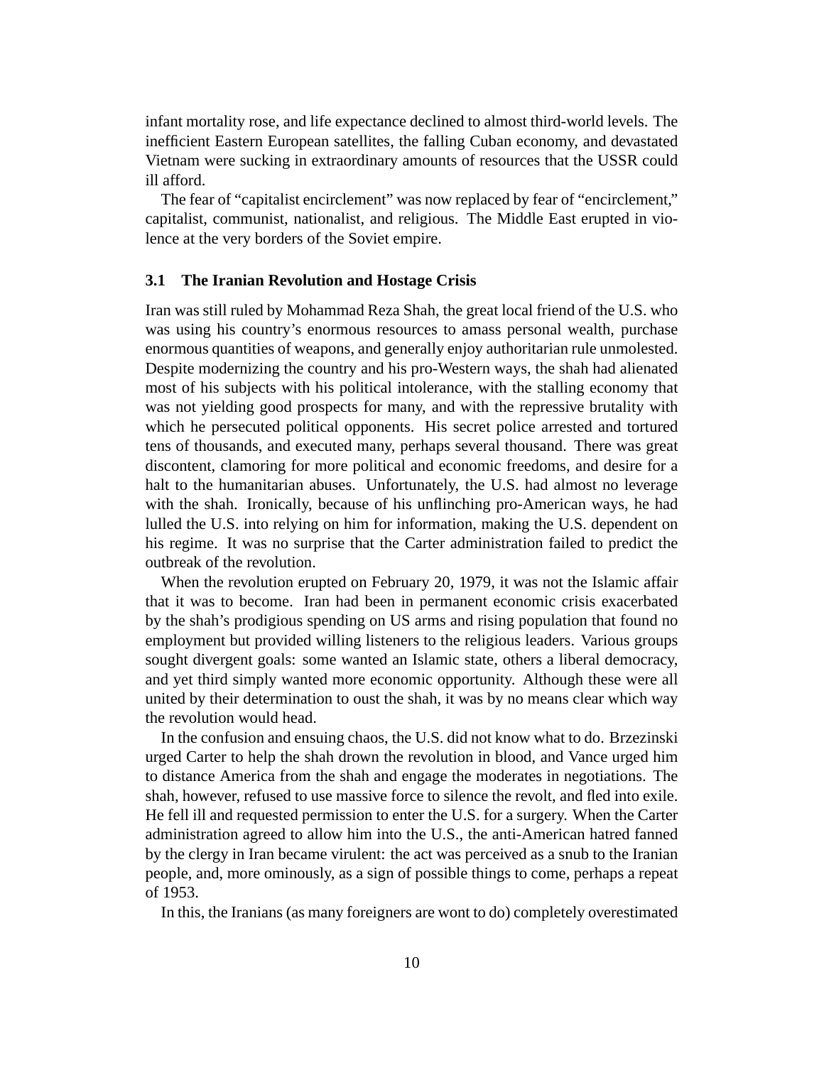infant mortality rose, and life expectance declined to almost third-world levels. The inefficient Eastern European satellites, the falling Cuban economy, and devastated Vietnam were sucking in extraordinary amounts of resources that the USSR could ill afford.

The fear of "capitalist encirclement" was now replaced by fear of "encirclement," capitalist, communist, nationalist, and religious. The Middle East erupted in violence at the very borders of the Soviet empire.

### 3.1 The Iranian Revolution and Hostage Crisis

Iran was still ruled by Mohammad Reza Shah, the great local friend of the U.S. who was using his country's enormous resources to amass personal wealth, purchase enormous quantities of weapons, and generally enjoy authoritarian rule unmolested. Despite modernizing the country and his pro-Western ways, the shah had alienated most of his subjects with his political intolerance, with the stalling economy that was not yielding good prospects for many, and with the repressive brutality with which he persecuted political opponents. His secret police arrested and tortured tens of thousands, and executed many, perhaps several thousand. There was great discontent, clamoring for more political and economic freedoms, and desire for a halt to the humanitarian abuses. Unfortunately, the U.S. had almost no leverage with the shah. Ironically, because of his unflinching pro-American ways, he had lulled the U.S. into relying on him for information, making the U.S. dependent on his regime. It was no surprise that the Carter administration failed to predict the outbreak of the revolution.

When the revolution erupted on February 20, 1979, it was not the Islamic affair that it was to become. Iran had been in permanent economic crisis exacerbated by the shah's prodigious spending on US arms and rising population that found no employment but provided willing listeners to the religious leaders. Various groups sought divergent goals: some wanted an Islamic state, others a liberal democracy, and yet third simply wanted more economic opportunity. Although these were all united by their determination to oust the shah, it was by no means clear which way the revolution would head.

In the confusion and ensuing chaos, the U.S. did not know what to do. Brzezinski urged Carter to help the shah drown the revolution in blood, and Vance urged him to distance America from the shah and engage the moderates in negotiations. The shah, however, refused to use massive force to silence the revolt, and fled into exile. He fell ill and requested permission to enter the U.S. for a surgery. When the Carter administration agreed to allow him into the U.S., the anti-American hatred fanned by the clergy in Iran became virulent: the act was perceived as a snub to the Iranian people, and, more ominously, as a sign of possible things to come, perhaps a repeat of 1953.

In this, the Iranians (as many foreigners are wont to do) completely overestimated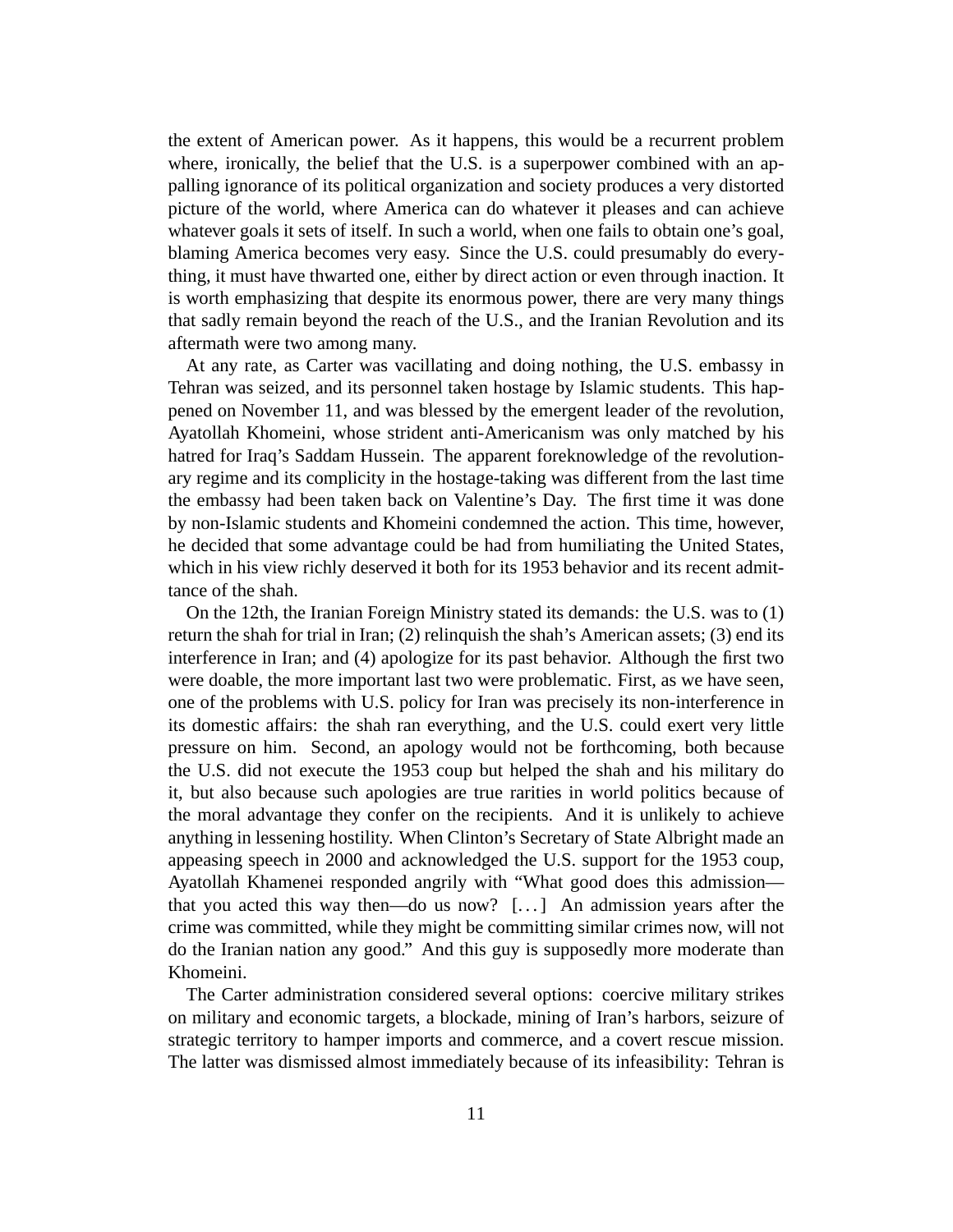the extent of American power. As it happens, this would be a recurrent problem where, ironically, the belief that the U.S. is a superpower combined with an appalling ignorance of its political organization and society produces a very distorted picture of the world, where America can do whatever it pleases and can achieve whatever goals it sets of itself. In such a world, when one fails to obtain one's goal, blaming America becomes very easy. Since the U.S. could presumably do everything, it must have thwarted one, either by direct action or even through inaction. It is worth emphasizing that despite its enormous power, there are very many things that sadly remain beyond the reach of the U.S., and the Iranian Revolution and its aftermath were two among many.

At any rate, as Carter was vacillating and doing nothing, the U.S. embassy in Tehran was seized, and its personnel taken hostage by Islamic students. This happened on November 11, and was blessed by the emergent leader of the revolution, Ayatollah Khomeini, whose strident anti-Americanism was only matched by his hatred for Iraq's Saddam Hussein. The apparent foreknowledge of the revolutionary regime and its complicity in the hostage-taking was different from the last time the embassy had been taken back on Valentine's Day. The first time it was done by non-Islamic students and Khomeini condemned the action. This time, however, he decided that some advantage could be had from humiliating the United States, which in his view richly deserved it both for its 1953 behavior and its recent admittance of the shah.

On the 12th, the Iranian Foreign Ministry stated its demands: the U.S. was to (1) return the shah for trial in Iran; (2) relinquish the shah's American assets; (3) end its interference in Iran; and (4) apologize for its past behavior. Although the first two were doable, the more important last two were problematic. First, as we have seen, one of the problems with U.S. policy for Iran was precisely its non-interference in its domestic affairs: the shah ran everything, and the U.S. could exert very little pressure on him. Second, an apology would not be forthcoming, both because the U.S. did not execute the 1953 coup but helped the shah and his military do it, but also because such apologies are true rarities in world politics because of the moral advantage they confer on the recipients. And it is unlikely to achieve anything in lessening hostility. When Clinton's Secretary of State Albright made an appeasing speech in 2000 and acknowledged the U.S. support for the 1953 coup, Ayatollah Khamenei responded angrily with "What good does this admission—that you acted this way then—do us now? [...] An admission years after the crime was committed, while they might be committing similar crimes now, will not do the Iranian nation any good." And this guy is supposedly more moderate than Khomeini.

The Carter administration considered several options: coercive military strikes on military and economic targets, a blockade, mining of Iran's harbors, seizure of strategic territory to hamper imports and commerce, and a covert rescue mission. The latter was dismissed almost immediately because of its infeasibility: Tehran is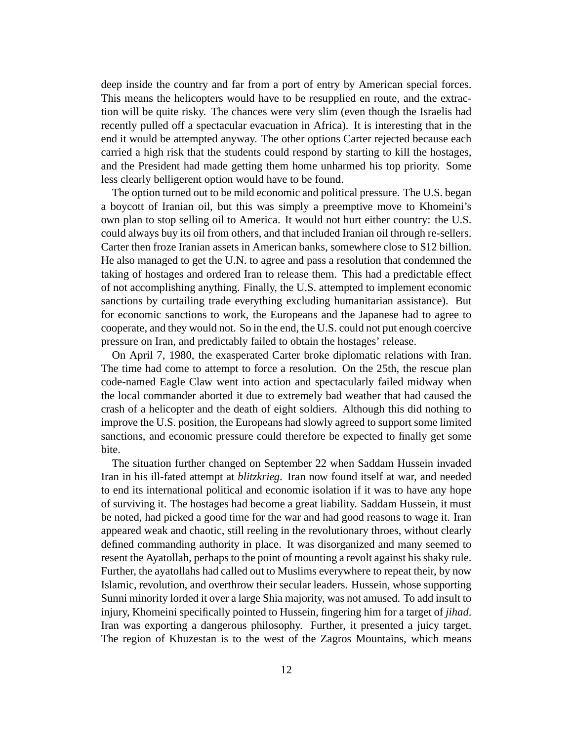deep inside the country and far from a port of entry by American special forces. This means the helicopters would have to be resupplied en route, and the extraction will be quite risky. The chances were very slim (even though the Israelis had recently pulled off a spectacular evacuation in Africa). It is interesting that in the end it would be attempted anyway. The other options Carter rejected because each carried a high risk that the students could respond by starting to kill the hostages, and the President had made getting them home unharmed his top priority. Some less clearly belligerent option would have to be found.

The option turned out to be mild economic and political pressure. The U.S. began a boycott of Iranian oil, but this was simply a preemptive move to Khomeini's own plan to stop selling oil to America. It would not hurt either country: the U.S. could always buy its oil from others, and that included Iranian oil through re-sellers. Carter then froze Iranian assets in American banks, somewhere close to $12 billion. He also managed to get the U.N. to agree and pass a resolution that condemned the taking of hostages and ordered Iran to release them. This had a predictable effect of not accomplishing anything. Finally, the U.S. attempted to implement economic sanctions by curtailing trade everything excluding humanitarian assistance). But for economic sanctions to work, the Europeans and the Japanese had to agree to cooperate, and they would not. So in the end, the U.S. could not put enough coercive pressure on Iran, and predictably failed to obtain the hostages' release.

On April 7, 1980, the exasperated Carter broke diplomatic relations with Iran. The time had come to attempt to force a resolution. On the 25th, the rescue plan code-named Eagle Claw went into action and spectacularly failed midway when the local commander aborted it due to extremely bad weather that had caused the crash of a helicopter and the death of eight soldiers. Although this did nothing to improve the U.S. position, the Europeans had slowly agreed to support some limited sanctions, and economic pressure could therefore be expected to finally get some bite.

The situation further changed on September 22 when Saddam Hussein invaded Iran in his ill-fated attempt at *blitzkrieg*. Iran now found itself at war, and needed to end its international political and economic isolation if it was to have any hope of surviving it. The hostages had become a great liability. Saddam Hussein, it must be noted, had picked a good time for the war and had good reasons to wage it. Iran appeared weak and chaotic, still reeling in the revolutionary throes, without clearly defined commanding authority in place. It was disorganized and many seemed to resent the Ayatollah, perhaps to the point of mounting a revolt against his shaky rule. Further, the ayatollahs had called out to Muslims everywhere to repeat their, by now Islamic, revolution, and overthrow their secular leaders. Hussein, whose supporting Sunni minority lorded it over a large Shia majority, was not amused. To add insult to injury, Khomeini specifically pointed to Hussein, fingering him for a target of *jihad*. Iran was exporting a dangerous philosophy. Further, it presented a juicy target. The region of Khuzestan is to the west of the Zagros Mountains, which means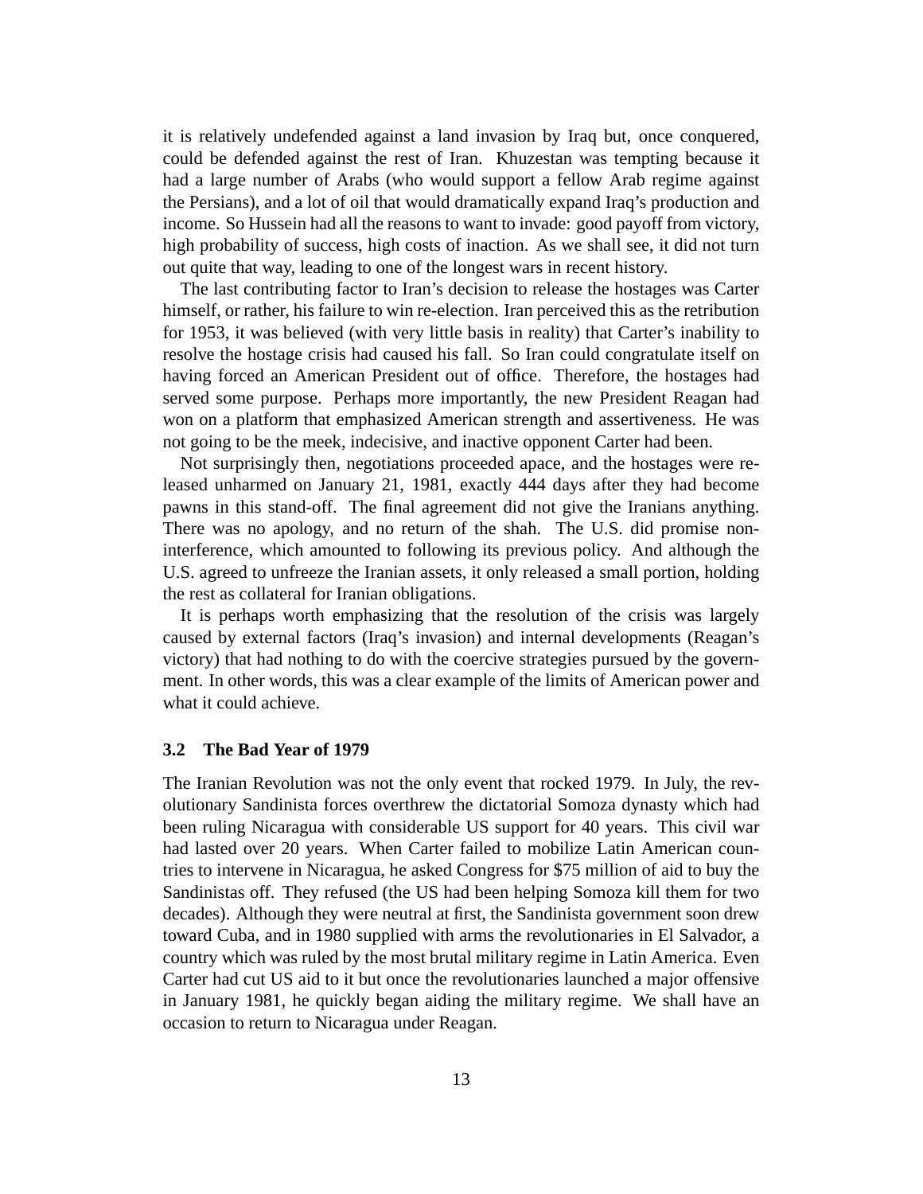it is relatively undefended against a land invasion by Iraq but, once conquered, could be defended against the rest of Iran. Khuzestan was tempting because it had a large number of Arabs (who would support a fellow Arab regime against the Persians), and a lot of oil that would dramatically expand Iraq's production and income. So Hussein had all the reasons to want to invade: good payoff from victory, high probability of success, high costs of inaction. As we shall see, it did not turn out quite that way, leading to one of the longest wars in recent history.

The last contributing factor to Iran's decision to release the hostages was Carter himself, or rather, his failure to win re-election. Iran perceived this as the retribution for 1953, it was believed (with very little basis in reality) that Carter's inability to resolve the hostage crisis had caused his fall. So Iran could congratulate itself on having forced an American President out of office. Therefore, the hostages had served some purpose. Perhaps more importantly, the new President Reagan had won on a platform that emphasized American strength and assertiveness. He was not going to be the meek, indecisive, and inactive opponent Carter had been.

Not surprisingly then, negotiations proceeded apace, and the hostages were released unharmed on January 21, 1981, exactly 444 days after they had become pawns in this stand-off. The final agreement did not give the Iranians anything. There was no apology, and no return of the shah. The U.S. did promise non-interference, which amounted to following its previous policy. And although the U.S. agreed to unfreeze the Iranian assets, it only released a small portion, holding the rest as collateral for Iranian obligations.

It is perhaps worth emphasizing that the resolution of the crisis was largely caused by external factors (Iraq's invasion) and internal developments (Reagan's victory) that had nothing to do with the coercive strategies pursued by the government. In other words, this was a clear example of the limits of American power and what it could achieve.

### 3.2 The Bad Year of 1979

The Iranian Revolution was not the only event that rocked 1979. In July, the revolutionary Sandinista forces overthrew the dictatorial Somoza dynasty which had been ruling Nicaragua with considerable US support for 40 years. This civil war had lasted over 20 years. When Carter failed to mobilize Latin American countries to intervene in Nicaragua, he asked Congress for $75 million of aid to buy the Sandinistas off. They refused (the US had been helping Somoza kill them for two decades). Although they were neutral at first, the Sandinista government soon drew toward Cuba, and in 1980 supplied with arms the revolutionaries in El Salvador, a country which was ruled by the most brutal military regime in Latin America. Even Carter had cut US aid to it but once the revolutionaries launched a major offensive in January 1981, he quickly began aiding the military regime. We shall have an occasion to return to Nicaragua under Reagan.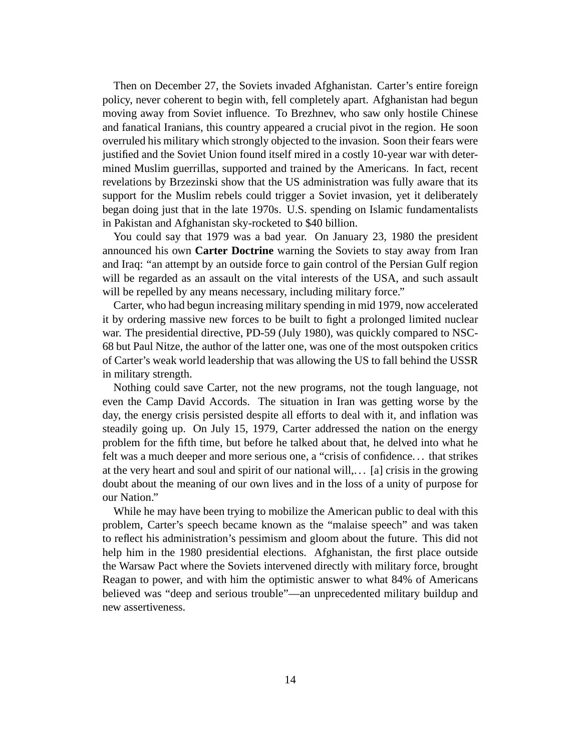Then on December 27, the Soviets invaded Afghanistan. Carter's entire foreign policy, never coherent to begin with, fell completely apart. Afghanistan had begun moving away from Soviet influence. To Brezhnev, who saw only hostile Chinese and fanatical Iranians, this country appeared a crucial pivot in the region. He soon overruled his military which strongly objected to the invasion. Soon their fears were justified and the Soviet Union found itself mired in a costly 10-year war with determined Muslim guerrillas, supported and trained by the Americans. In fact, recent revelations by Brzezinski show that the US administration was fully aware that its support for the Muslim rebels could trigger a Soviet invasion, yet it deliberately began doing just that in the late 1970s. U.S. spending on Islamic fundamentalists in Pakistan and Afghanistan sky-rocketed to $40 billion.

You could say that 1979 was a bad year. On January 23, 1980 the president announced his own **Carter Doctrine** warning the Soviets to stay away from Iran and Iraq: "an attempt by an outside force to gain control of the Persian Gulf region will be regarded as an assault on the vital interests of the USA, and such assault will be repelled by any means necessary, including military force."

Carter, who had begun increasing military spending in mid 1979, now accelerated it by ordering massive new forces to be built to fight a prolonged limited nuclear war. The presidential directive, PD-59 (July 1980), was quickly compared to NSC-68 but Paul Nitze, the author of the latter one, was one of the most outspoken critics of Carter's weak world leadership that was allowing the US to fall behind the USSR in military strength.

Nothing could save Carter, not the new programs, not the tough language, not even the Camp David Accords. The situation in Iran was getting worse by the day, the energy crisis persisted despite all efforts to deal with it, and inflation was steadily going up. On July 15, 1979, Carter addressed the nation on the energy problem for the fifth time, but before he talked about that, he delved into what he felt was a much deeper and more serious one, a "crisis of confidence… that strikes at the very heart and soul and spirit of our national will,… [a] crisis in the growing doubt about the meaning of our own lives and in the loss of a unity of purpose for our Nation."

While he may have been trying to mobilize the American public to deal with this problem, Carter's speech became known as the "malaise speech" and was taken to reflect his administration's pessimism and gloom about the future. This did not help him in the 1980 presidential elections. Afghanistan, the first place outside the Warsaw Pact where the Soviets intervened directly with military force, brought Reagan to power, and with him the optimistic answer to what 84% of Americans believed was "deep and serious trouble"—an unprecedented military buildup and new assertiveness.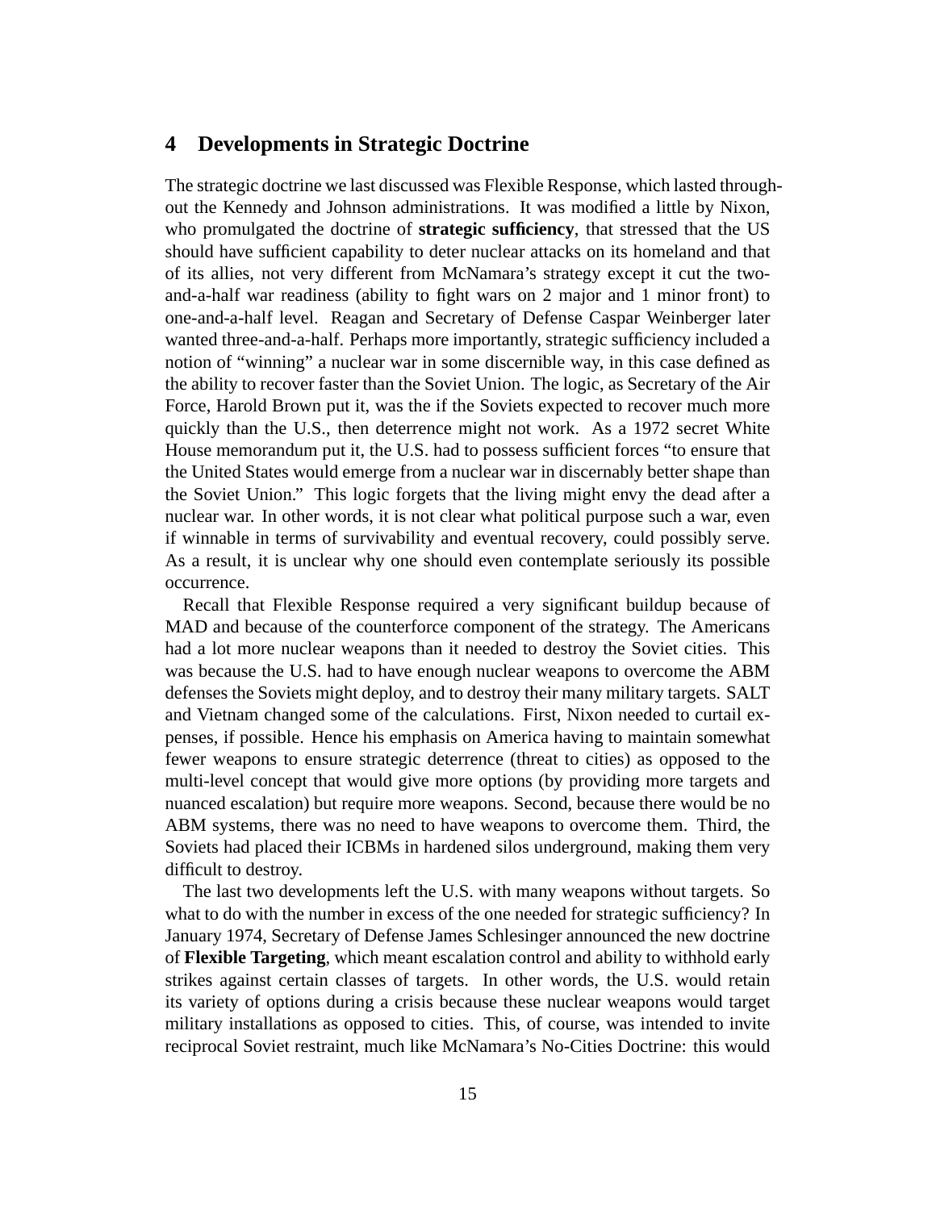## 4 Developments in Strategic Doctrine

The strategic doctrine we last discussed was Flexible Response, which lasted throughout the Kennedy and Johnson administrations. It was modified a little by Nixon, who promulgated the doctrine of **strategic sufficiency**, that stressed that the US should have sufficient capability to deter nuclear attacks on its homeland and that of its allies, not very different from McNamara's strategy except it cut the two-and-a-half war readiness (ability to fight wars on 2 major and 1 minor front) to one-and-a-half level. Reagan and Secretary of Defense Caspar Weinberger later wanted three-and-a-half. Perhaps more importantly, strategic sufficiency included a notion of "winning" a nuclear war in some discernible way, in this case defined as the ability to recover faster than the Soviet Union. The logic, as Secretary of the Air Force, Harold Brown put it, was the if the Soviets expected to recover much more quickly than the U.S., then deterrence might not work. As a 1972 secret White House memorandum put it, the U.S. had to possess sufficient forces "to ensure that the United States would emerge from a nuclear war in discernably better shape than the Soviet Union." This logic forgets that the living might envy the dead after a nuclear war. In other words, it is not clear what political purpose such a war, even if winnable in terms of survivability and eventual recovery, could possibly serve. As a result, it is unclear why one should even contemplate seriously its possible occurrence.

Recall that Flexible Response required a very significant buildup because of MAD and because of the counterforce component of the strategy. The Americans had a lot more nuclear weapons than it needed to destroy the Soviet cities. This was because the U.S. had to have enough nuclear weapons to overcome the ABM defenses the Soviets might deploy, and to destroy their many military targets. SALT and Vietnam changed some of the calculations. First, Nixon needed to curtail expenses, if possible. Hence his emphasis on America having to maintain somewhat fewer weapons to ensure strategic deterrence (threat to cities) as opposed to the multi-level concept that would give more options (by providing more targets and nuanced escalation) but require more weapons. Second, because there would be no ABM systems, there was no need to have weapons to overcome them. Third, the Soviets had placed their ICBMs in hardened silos underground, making them very difficult to destroy.

The last two developments left the U.S. with many weapons without targets. So what to do with the number in excess of the one needed for strategic sufficiency? In January 1974, Secretary of Defense James Schlesinger announced the new doctrine of **Flexible Targeting**, which meant escalation control and ability to withhold early strikes against certain classes of targets. In other words, the U.S. would retain its variety of options during a crisis because these nuclear weapons would target military installations as opposed to cities. This, of course, was intended to invite reciprocal Soviet restraint, much like McNamara's No-Cities Doctrine: this would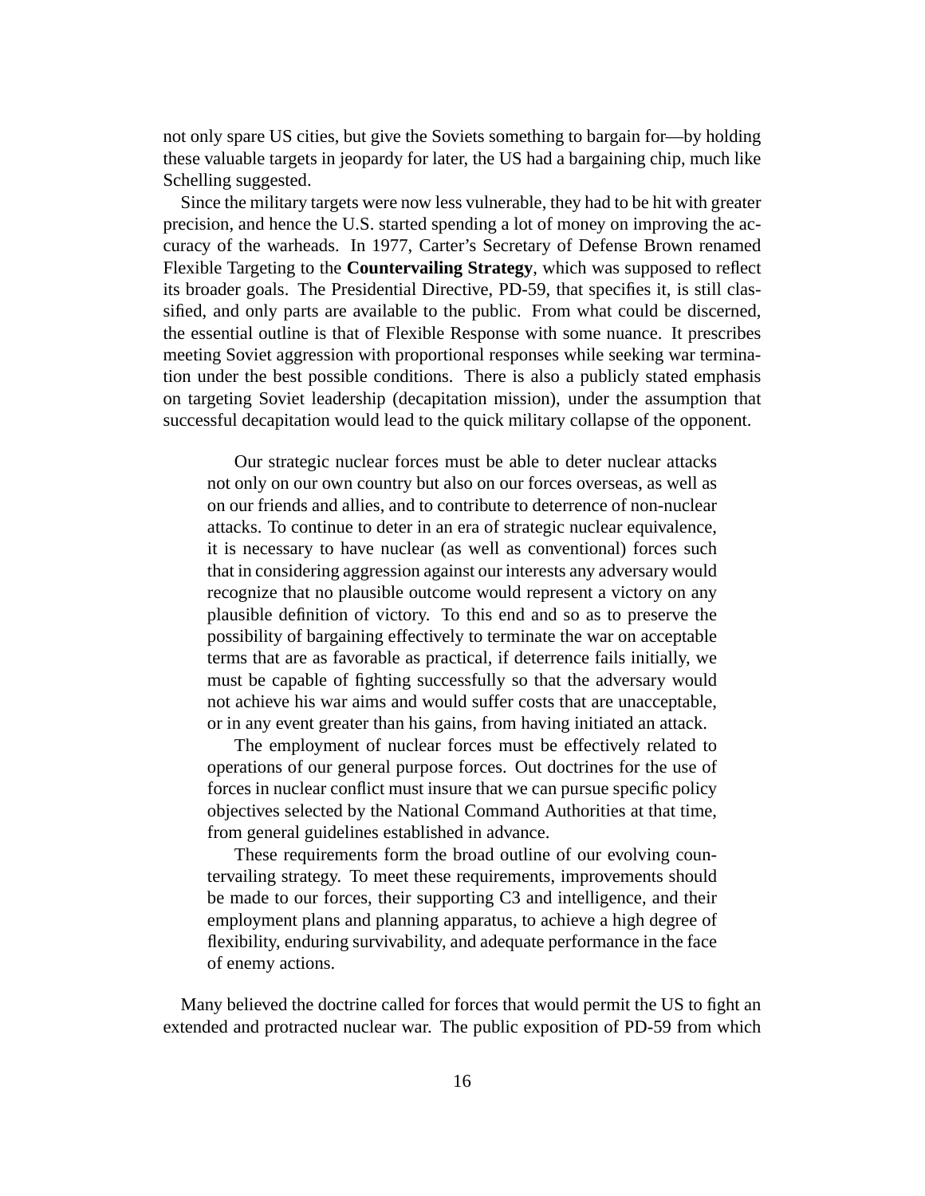not only spare US cities, but give the Soviets something to bargain for—by holding these valuable targets in jeopardy for later, the US had a bargaining chip, much like Schelling suggested.

Since the military targets were now less vulnerable, they had to be hit with greater precision, and hence the U.S. started spending a lot of money on improving the accuracy of the warheads. In 1977, Carter's Secretary of Defense Brown renamed Flexible Targeting to the **Countervailing Strategy**, which was supposed to reflect its broader goals. The Presidential Directive, PD-59, that specifies it, is still classified, and only parts are available to the public. From what could be discerned, the essential outline is that of Flexible Response with some nuance. It prescribes meeting Soviet aggression with proportional responses while seeking war termination under the best possible conditions. There is also a publicly stated emphasis on targeting Soviet leadership (decapitation mission), under the assumption that successful decapitation would lead to the quick military collapse of the opponent.

> Our strategic nuclear forces must be able to deter nuclear attacks not only on our own country but also on our forces overseas, as well as on our friends and allies, and to contribute to deterrence of non-nuclear attacks. To continue to deter in an era of strategic nuclear equivalence, it is necessary to have nuclear (as well as conventional) forces such that in considering aggression against our interests any adversary would recognize that no plausible outcome would represent a victory on any plausible definition of victory. To this end and so as to preserve the possibility of bargaining effectively to terminate the war on acceptable terms that are as favorable as practical, if deterrence fails initially, we must be capable of fighting successfully so that the adversary would not achieve his war aims and would suffer costs that are unacceptable, or in any event greater than his gains, from having initiated an attack.
>
> The employment of nuclear forces must be effectively related to operations of our general purpose forces. Out doctrines for the use of forces in nuclear conflict must insure that we can pursue specific policy objectives selected by the National Command Authorities at that time, from general guidelines established in advance.
>
> These requirements form the broad outline of our evolving countervailing strategy. To meet these requirements, improvements should be made to our forces, their supporting C3 and intelligence, and their employment plans and planning apparatus, to achieve a high degree of flexibility, enduring survivability, and adequate performance in the face of enemy actions.

Many believed the doctrine called for forces that would permit the US to fight an extended and protracted nuclear war. The public exposition of PD-59 from which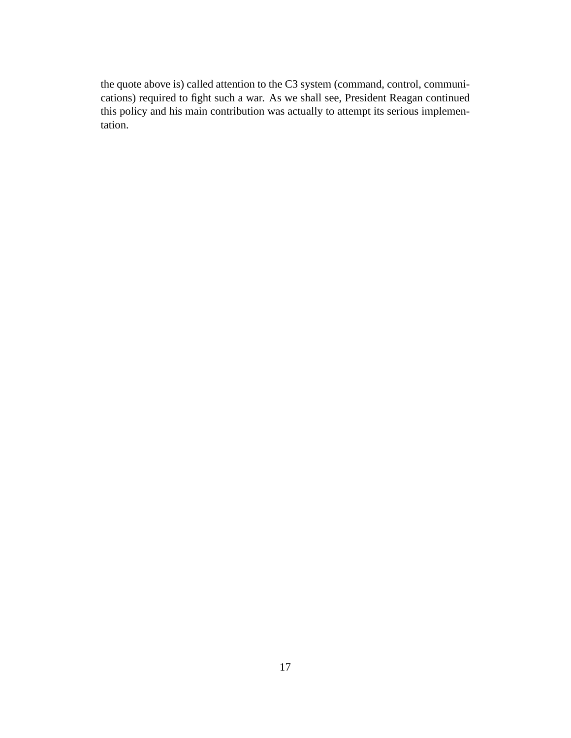the quote above is) called attention to the C3 system (command, control, communications) required to fight such a war. As we shall see, President Reagan continued this policy and his main contribution was actually to attempt its serious implementation.